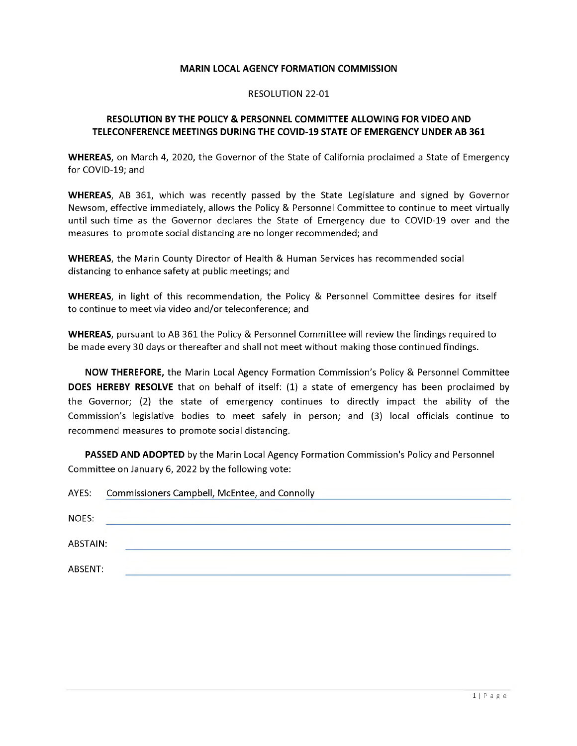**MARIN LOCAL AGENCY FORMATION COMMISSION**

RESOLUTION 22-01

**RESOLUTION BY THE POLICY & PERSONNEL COMMITTEE ALLOWING FOR VIDEO AND TELECONFERENCE MEETINGS DURING THE COVID-19 STATE OF EMERGENCY UNDER AB 361**

**WHEREAS**, on March 4, 2020, the Governor of the State of California proclaimed a State of Emergency for COVID-19; and

**WHEREAS**, AB 361, which was recently passed by the State Legislature and signed by Governor Newsom, effective immediately, allows the Policy & Personnel Committee to continue to meet virtually until such time as the Governor declares the State of Emergency due to COVID-19 over and the measures to promote social distancing are no longer recommended; and

**WHEREAS**, the Marin County Director of Health & Human Services has recommended social distancing to enhance safety at public meetings; and

**WHEREAS**, in light of this recommendation, the Policy & Personnel Committee desires for itself to continue to meet via video and/or teleconference; and

**WHEREAS**, pursuant to AB 361 the Policy & Personnel Committee will review the findings required to be made every 30 days or thereafter and shall not meet without making those continued findings.

**NOW THEREFORE,** the Marin Local Agency Formation Commission's Policy & Personnel Committee **DOES HEREBY RESOLVE** that on behalf of itself: (1) a state of emergency has been proclaimed by the Governor; (2) the state of emergency continues to directly impact the ability of the Commission's legislative bodies to meet safely in person; and (3) local officials continue to recommend measures to promote social distancing.

**PASSED AND ADOPTED** by the Marin Local Agency Formation Commission's Policy and Personnel Committee on January 6, 2022 by the following vote:

AYES: Commissioners Campbell, McEntee, and Connolly

NOES: ______________________________

ABSTAIN: ______________________________

ABSENT: ______________________________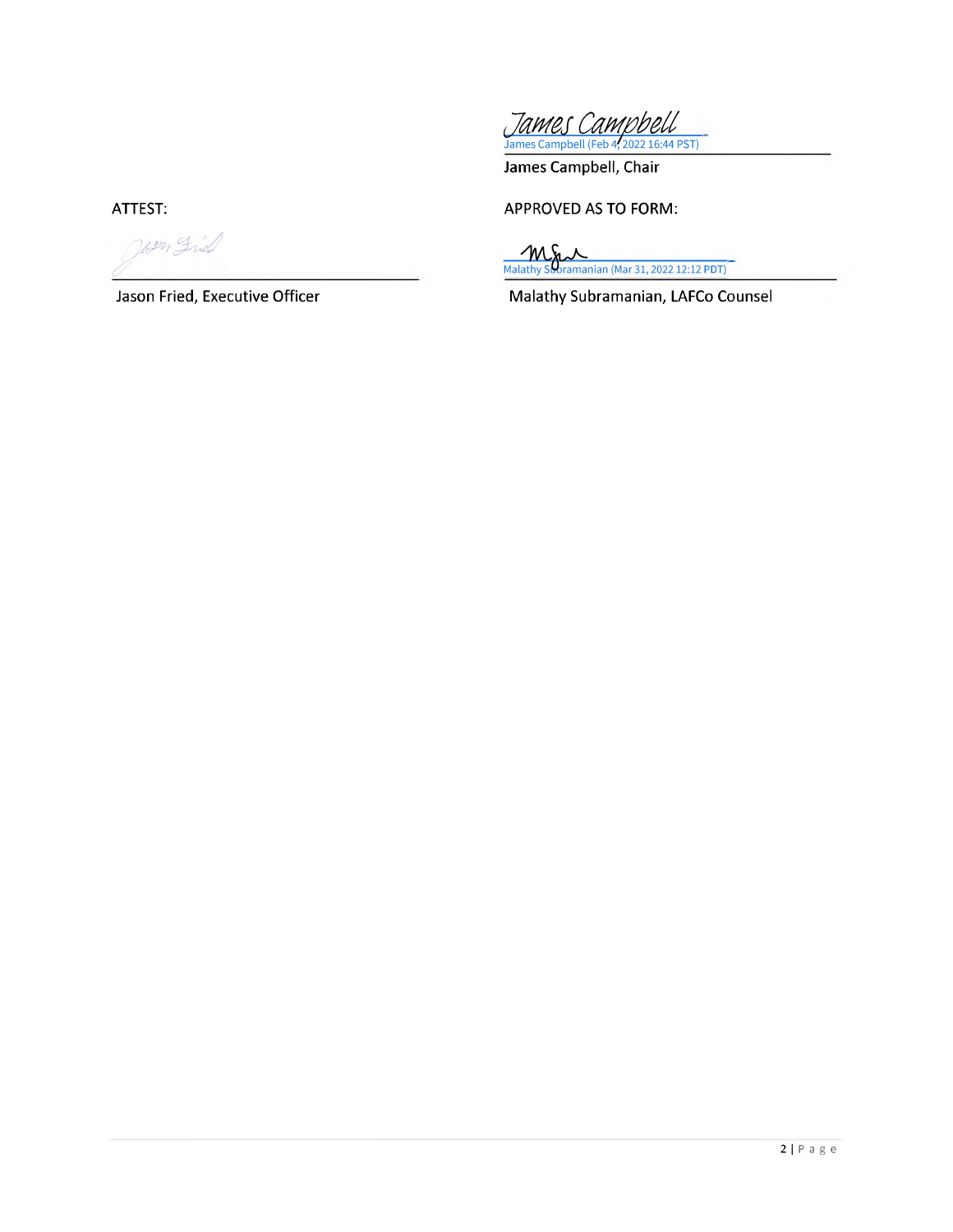James Campbell (Feb 4, 2022 16:44 PST)

James Campbell, Chair

ATTEST:

Jason Fried, Executive Officer

APPROVED AS TO FORM:

Malathy Subramanian (Mar 31, 2022 12:12 PDT)

Malathy Subramanian, LAFCo Counsel